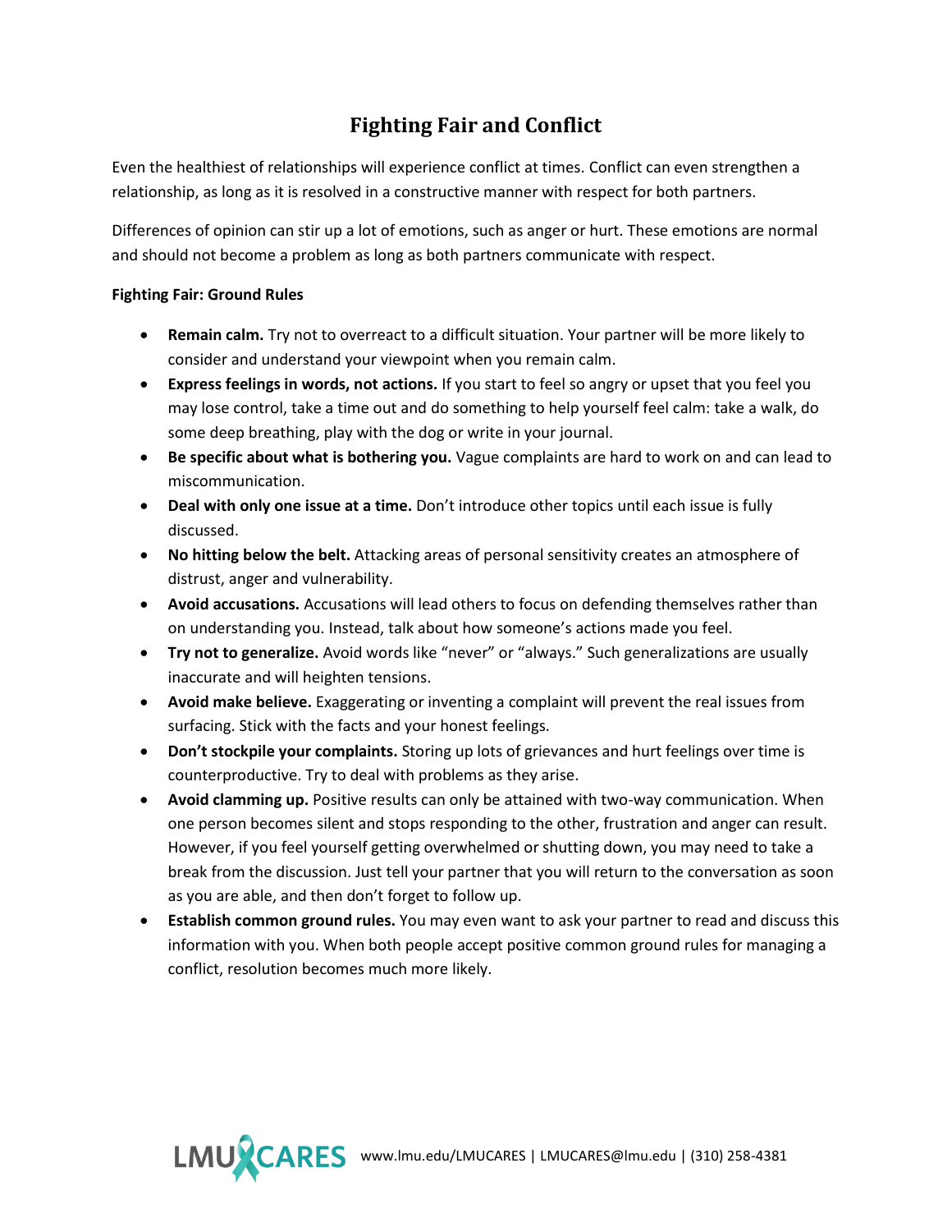# Fighting Fair and Conflict

Even the healthiest of relationships will experience conflict at times. Conflict can even strengthen a relationship, as long as it is resolved in a constructive manner with respect for both partners.

Differences of opinion can stir up a lot of emotions, such as anger or hurt. These emotions are normal and should not become a problem as long as both partners communicate with respect.

**Fighting Fair: Ground Rules**

- **Remain calm.** Try not to overreact to a difficult situation. Your partner will be more likely to consider and understand your viewpoint when you remain calm.
- **Express feelings in words, not actions.** If you start to feel so angry or upset that you feel you may lose control, take a time out and do something to help yourself feel calm: take a walk, do some deep breathing, play with the dog or write in your journal.
- **Be specific about what is bothering you.** Vague complaints are hard to work on and can lead to miscommunication.
- **Deal with only one issue at a time.** Don't introduce other topics until each issue is fully discussed.
- **No hitting below the belt.** Attacking areas of personal sensitivity creates an atmosphere of distrust, anger and vulnerability.
- **Avoid accusations.** Accusations will lead others to focus on defending themselves rather than on understanding you. Instead, talk about how someone's actions made you feel.
- **Try not to generalize.** Avoid words like "never" or "always." Such generalizations are usually inaccurate and will heighten tensions.
- **Avoid make believe.** Exaggerating or inventing a complaint will prevent the real issues from surfacing. Stick with the facts and your honest feelings.
- **Don't stockpile your complaints.** Storing up lots of grievances and hurt feelings over time is counterproductive. Try to deal with problems as they arise.
- **Avoid clamming up.** Positive results can only be attained with two-way communication. When one person becomes silent and stops responding to the other, frustration and anger can result. However, if you feel yourself getting overwhelmed or shutting down, you may need to take a break from the discussion. Just tell your partner that you will return to the conversation as soon as you are able, and then don't forget to follow up.
- **Establish common ground rules.** You may even want to ask your partner to read and discuss this information with you. When both people accept positive common ground rules for managing a conflict, resolution becomes much more likely.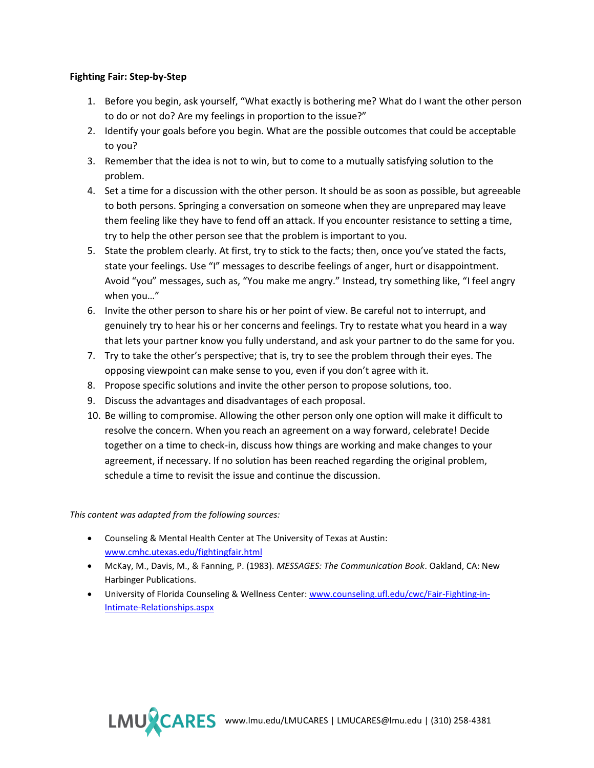**Fighting Fair: Step-by-Step**

1. Before you begin, ask yourself, "What exactly is bothering me? What do I want the other person to do or not do? Are my feelings in proportion to the issue?"
2. Identify your goals before you begin. What are the possible outcomes that could be acceptable to you?
3. Remember that the idea is not to win, but to come to a mutually satisfying solution to the problem.
4. Set a time for a discussion with the other person. It should be as soon as possible, but agreeable to both persons. Springing a conversation on someone when they are unprepared may leave them feeling like they have to fend off an attack. If you encounter resistance to setting a time, try to help the other person see that the problem is important to you.
5. State the problem clearly. At first, try to stick to the facts; then, once you've stated the facts, state your feelings. Use "I" messages to describe feelings of anger, hurt or disappointment. Avoid "you" messages, such as, "You make me angry." Instead, try something like, "I feel angry when you…"
6. Invite the other person to share his or her point of view. Be careful not to interrupt, and genuinely try to hear his or her concerns and feelings. Try to restate what you heard in a way that lets your partner know you fully understand, and ask your partner to do the same for you.
7. Try to take the other's perspective; that is, try to see the problem through their eyes. The opposing viewpoint can make sense to you, even if you don't agree with it.
8. Propose specific solutions and invite the other person to propose solutions, too.
9. Discuss the advantages and disadvantages of each proposal.
10. Be willing to compromise. Allowing the other person only one option will make it difficult to resolve the concern. When you reach an agreement on a way forward, celebrate! Decide together on a time to check-in, discuss how things are working and make changes to your agreement, if necessary. If no solution has been reached regarding the original problem, schedule a time to revisit the issue and continue the discussion.

*This content was adapted from the following sources:*

- Counseling & Mental Health Center at The University of Texas at Austin: www.cmhc.utexas.edu/fightingfair.html
- McKay, M., Davis, M., & Fanning, P. (1983). *MESSAGES: The Communication Book*. Oakland, CA: New Harbinger Publications.
- University of Florida Counseling & Wellness Center: www.counseling.ufl.edu/cwc/Fair-Fighting-in-Intimate-Relationships.aspx

LMUCARES www.lmu.edu/LMUCARES | LMUCARES@lmu.edu | (310) 258-4381